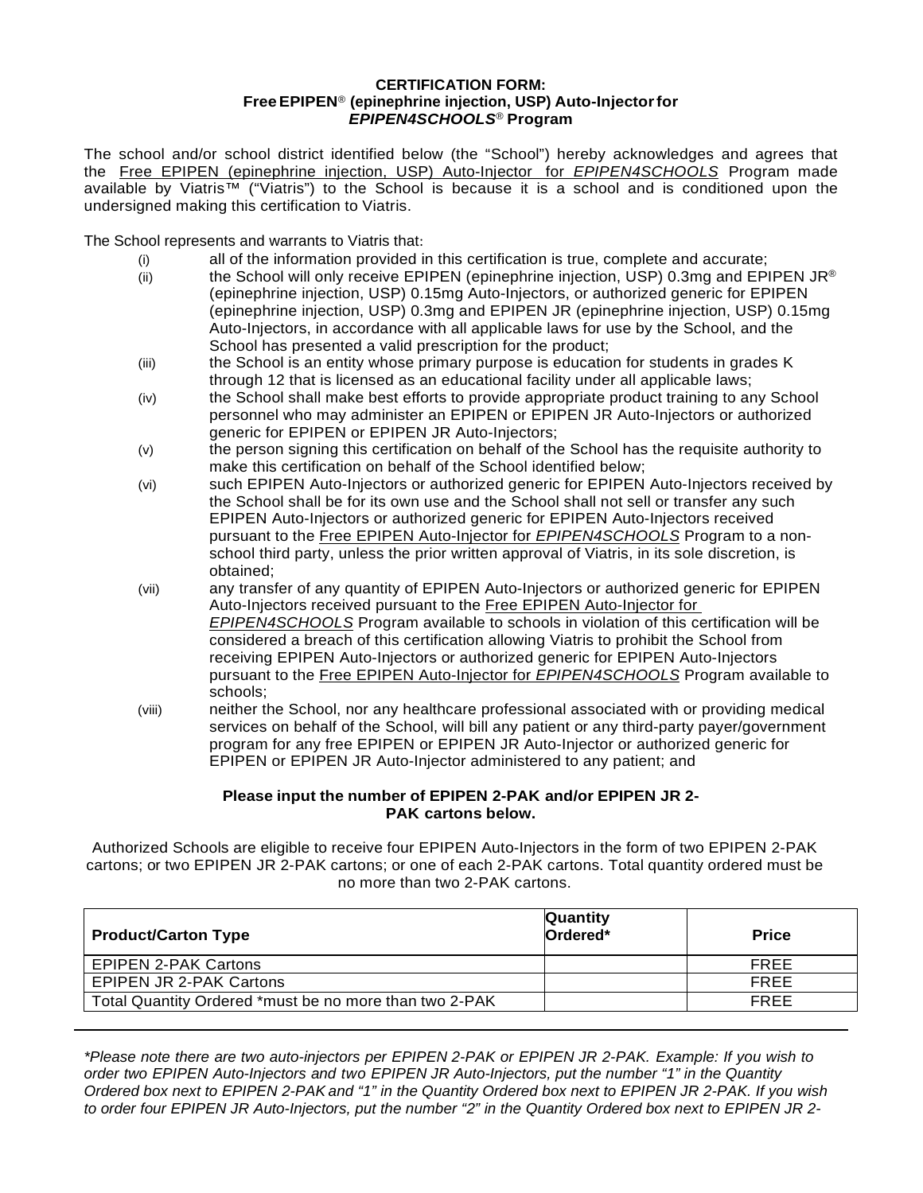**CERTIFICATION FORM:**
**Free EPIPEN® (epinephrine injection, USP) Auto-Injector for *EPIPEN4SCHOOLS*® Program**

The school and/or school district identified below (the "School") hereby acknowledges and agrees that the Free EPIPEN (epinephrine injection, USP) Auto-Injector for *EPIPEN4SCHOOLS* Program made available by Viatris™ ("Viatris") to the School is because it is a school and is conditioned upon the undersigned making this certification to Viatris.

The School represents and warrants to Viatris that:

(i) all of the information provided in this certification is true, complete and accurate;

(ii) the School will only receive EPIPEN (epinephrine injection, USP) 0.3mg and EPIPEN JR® (epinephrine injection, USP) 0.15mg Auto-Injectors, or authorized generic for EPIPEN (epinephrine injection, USP) 0.3mg and EPIPEN JR (epinephrine injection, USP) 0.15mg Auto-Injectors, in accordance with all applicable laws for use by the School, and the School has presented a valid prescription for the product;

(iii) the School is an entity whose primary purpose is education for students in grades K through 12 that is licensed as an educational facility under all applicable laws;

(iv) the School shall make best efforts to provide appropriate product training to any School personnel who may administer an EPIPEN or EPIPEN JR Auto-Injectors or authorized generic for EPIPEN or EPIPEN JR Auto-Injectors;

(v) the person signing this certification on behalf of the School has the requisite authority to make this certification on behalf of the School identified below;

(vi) such EPIPEN Auto-Injectors or authorized generic for EPIPEN Auto-Injectors received by the School shall be for its own use and the School shall not sell or transfer any such EPIPEN Auto-Injectors or authorized generic for EPIPEN Auto-Injectors received pursuant to the Free EPIPEN Auto-Injector for *EPIPEN4SCHOOLS* Program to a non-school third party, unless the prior written approval of Viatris, in its sole discretion, is obtained;

(vii) any transfer of any quantity of EPIPEN Auto-Injectors or authorized generic for EPIPEN Auto-Injectors received pursuant to the Free EPIPEN Auto-Injector for *EPIPEN4SCHOOLS* Program available to schools in violation of this certification will be considered a breach of this certification allowing Viatris to prohibit the School from receiving EPIPEN Auto-Injectors or authorized generic for EPIPEN Auto-Injectors pursuant to the Free EPIPEN Auto-Injector for *EPIPEN4SCHOOLS* Program available to schools;

(viii) neither the School, nor any healthcare professional associated with or providing medical services on behalf of the School, will bill any patient or any third-party payer/government program for any free EPIPEN or EPIPEN JR Auto-Injector or authorized generic for EPIPEN or EPIPEN JR Auto-Injector administered to any patient; and

**Please input the number of EPIPEN 2-PAK and/or EPIPEN JR 2-PAK cartons below.**

Authorized Schools are eligible to receive four EPIPEN Auto-Injectors in the form of two EPIPEN 2-PAK cartons; or two EPIPEN JR 2-PAK cartons; or one of each 2-PAK cartons. Total quantity ordered must be no more than two 2-PAK cartons.

| **Product/Carton Type** | **Quantity Ordered*** | **Price** |
|---|---|---|
| EPIPEN 2-PAK Cartons | | FREE |
| EPIPEN JR 2-PAK Cartons | | FREE |
| Total Quantity Ordered *must be no more than two 2-PAK | | FREE |

---

*\*Please note there are two auto-injectors per EPIPEN 2-PAK or EPIPEN JR 2-PAK. Example: If you wish to order two EPIPEN Auto-Injectors and two EPIPEN JR Auto-Injectors, put the number "1" in the Quantity Ordered box next to EPIPEN 2-PAK and "1" in the Quantity Ordered box next to EPIPEN JR 2-PAK. If you wish to order four EPIPEN JR Auto-Injectors, put the number "2" in the Quantity Ordered box next to EPIPEN JR 2-*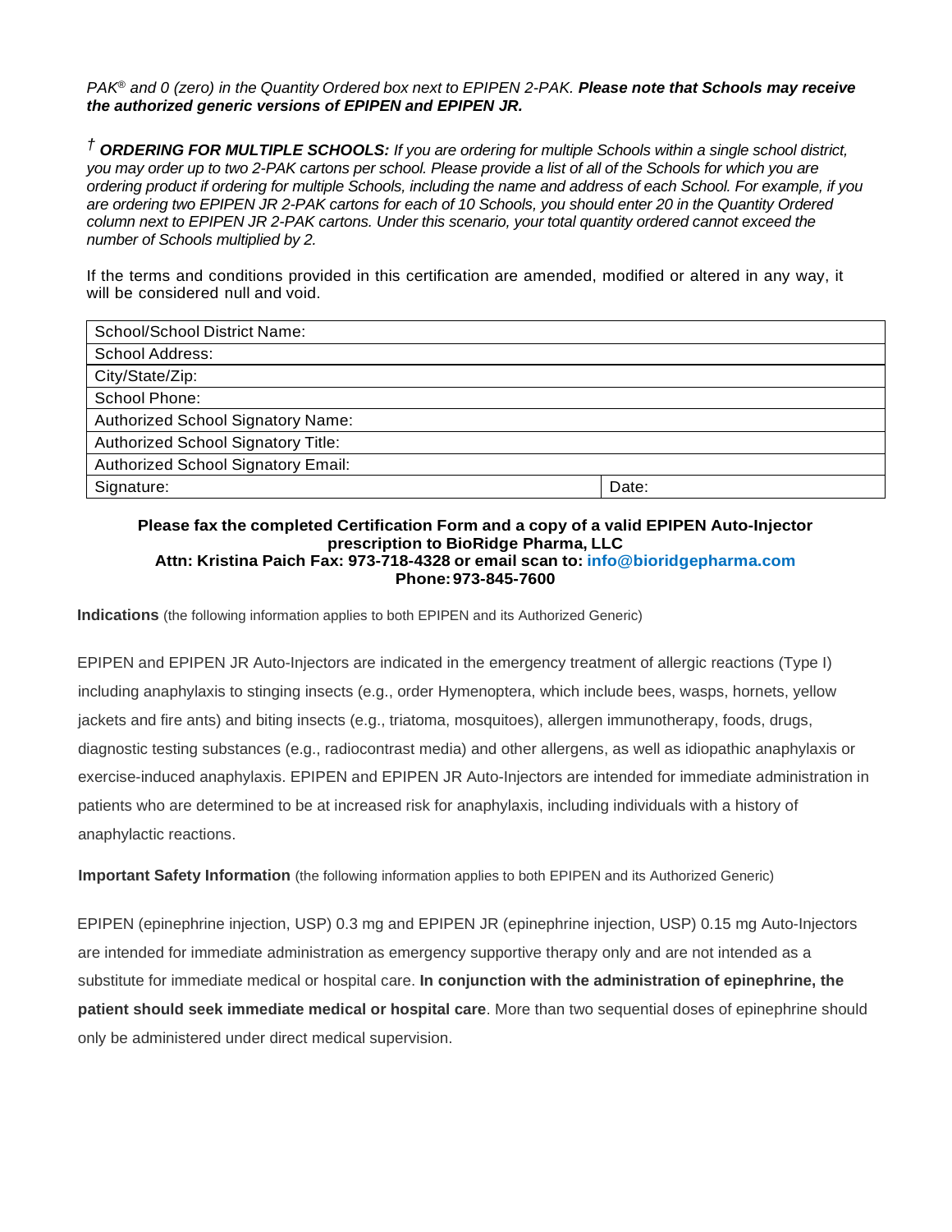*PAK® and 0 (zero) in the Quantity Ordered box next to EPIPEN 2-PAK.* ***Please note that Schools may receive the authorized generic versions of EPIPEN and EPIPEN JR.***

*†* ***ORDERING FOR MULTIPLE SCHOOLS:*** *If you are ordering for multiple Schools within a single school district, you may order up to two 2-PAK cartons per school. Please provide a list of all of the Schools for which you are ordering product if ordering for multiple Schools, including the name and address of each School. For example, if you are ordering two EPIPEN JR 2-PAK cartons for each of 10 Schools, you should enter 20 in the Quantity Ordered column next to EPIPEN JR 2-PAK cartons. Under this scenario, your total quantity ordered cannot exceed the number of Schools multiplied by 2.*

If the terms and conditions provided in this certification are amended, modified or altered in any way, it will be considered null and void.

| School/School District Name: | |
|---|---|
| School Address: | |
| City/State/Zip: | |
| School Phone: | |
| Authorized School Signatory Name: | |
| Authorized School Signatory Title: | |
| Authorized School Signatory Email: | |
| Signature: | Date: |

**Please fax the completed Certification Form and a copy of a valid EPIPEN Auto-Injector prescription to BioRidge Pharma, LLC**
**Attn: Kristina Paich Fax: 973-718-4328 or email scan to: info@bioridgepharma.com**
**Phone: 973-845-7600**

**Indications** (the following information applies to both EPIPEN and its Authorized Generic)

EPIPEN and EPIPEN JR Auto-Injectors are indicated in the emergency treatment of allergic reactions (Type I) including anaphylaxis to stinging insects (e.g., order Hymenoptera, which include bees, wasps, hornets, yellow jackets and fire ants) and biting insects (e.g., triatoma, mosquitoes), allergen immunotherapy, foods, drugs, diagnostic testing substances (e.g., radiocontrast media) and other allergens, as well as idiopathic anaphylaxis or exercise-induced anaphylaxis. EPIPEN and EPIPEN JR Auto-Injectors are intended for immediate administration in patients who are determined to be at increased risk for anaphylaxis, including individuals with a history of anaphylactic reactions.

**Important Safety Information** (the following information applies to both EPIPEN and its Authorized Generic)

EPIPEN (epinephrine injection, USP) 0.3 mg and EPIPEN JR (epinephrine injection, USP) 0.15 mg Auto-Injectors are intended for immediate administration as emergency supportive therapy only and are not intended as a substitute for immediate medical or hospital care. **In conjunction with the administration of epinephrine, the patient should seek immediate medical or hospital care**. More than two sequential doses of epinephrine should only be administered under direct medical supervision.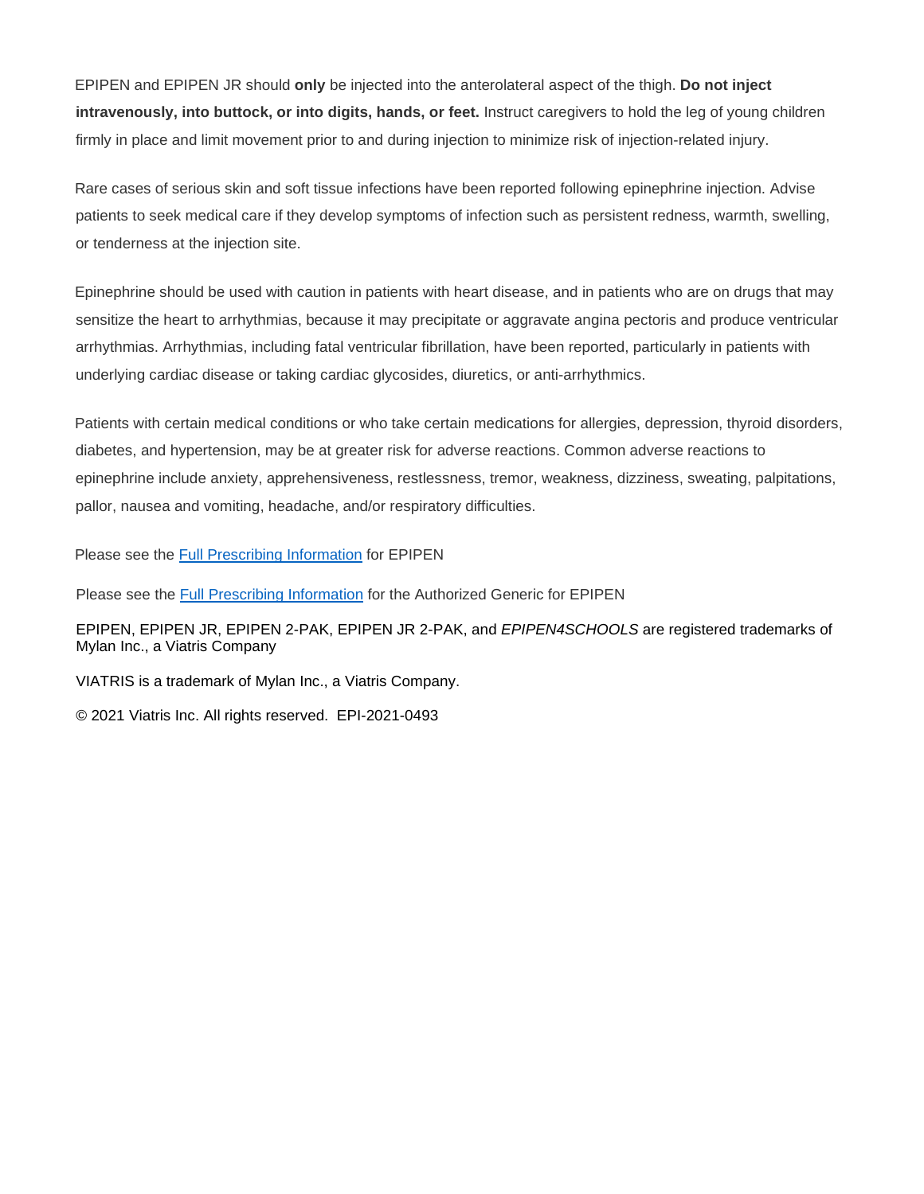EPIPEN and EPIPEN JR should **only** be injected into the anterolateral aspect of the thigh. **Do not inject intravenously, into buttock, or into digits, hands, or feet.** Instruct caregivers to hold the leg of young children firmly in place and limit movement prior to and during injection to minimize risk of injection-related injury.

Rare cases of serious skin and soft tissue infections have been reported following epinephrine injection. Advise patients to seek medical care if they develop symptoms of infection such as persistent redness, warmth, swelling, or tenderness at the injection site.

Epinephrine should be used with caution in patients with heart disease, and in patients who are on drugs that may sensitize the heart to arrhythmias, because it may precipitate or aggravate angina pectoris and produce ventricular arrhythmias. Arrhythmias, including fatal ventricular fibrillation, have been reported, particularly in patients with underlying cardiac disease or taking cardiac glycosides, diuretics, or anti-arrhythmics.

Patients with certain medical conditions or who take certain medications for allergies, depression, thyroid disorders, diabetes, and hypertension, may be at greater risk for adverse reactions. Common adverse reactions to epinephrine include anxiety, apprehensiveness, restlessness, tremor, weakness, dizziness, sweating, palpitations, pallor, nausea and vomiting, headache, and/or respiratory difficulties.

Please see the Full Prescribing Information for EPIPEN

Please see the Full Prescribing Information for the Authorized Generic for EPIPEN

EPIPEN, EPIPEN JR, EPIPEN 2-PAK, EPIPEN JR 2-PAK, and *EPIPEN4SCHOOLS* are registered trademarks of Mylan Inc., a Viatris Company

VIATRIS is a trademark of Mylan Inc., a Viatris Company.

© 2021 Viatris Inc. All rights reserved. EPI-2021-0493